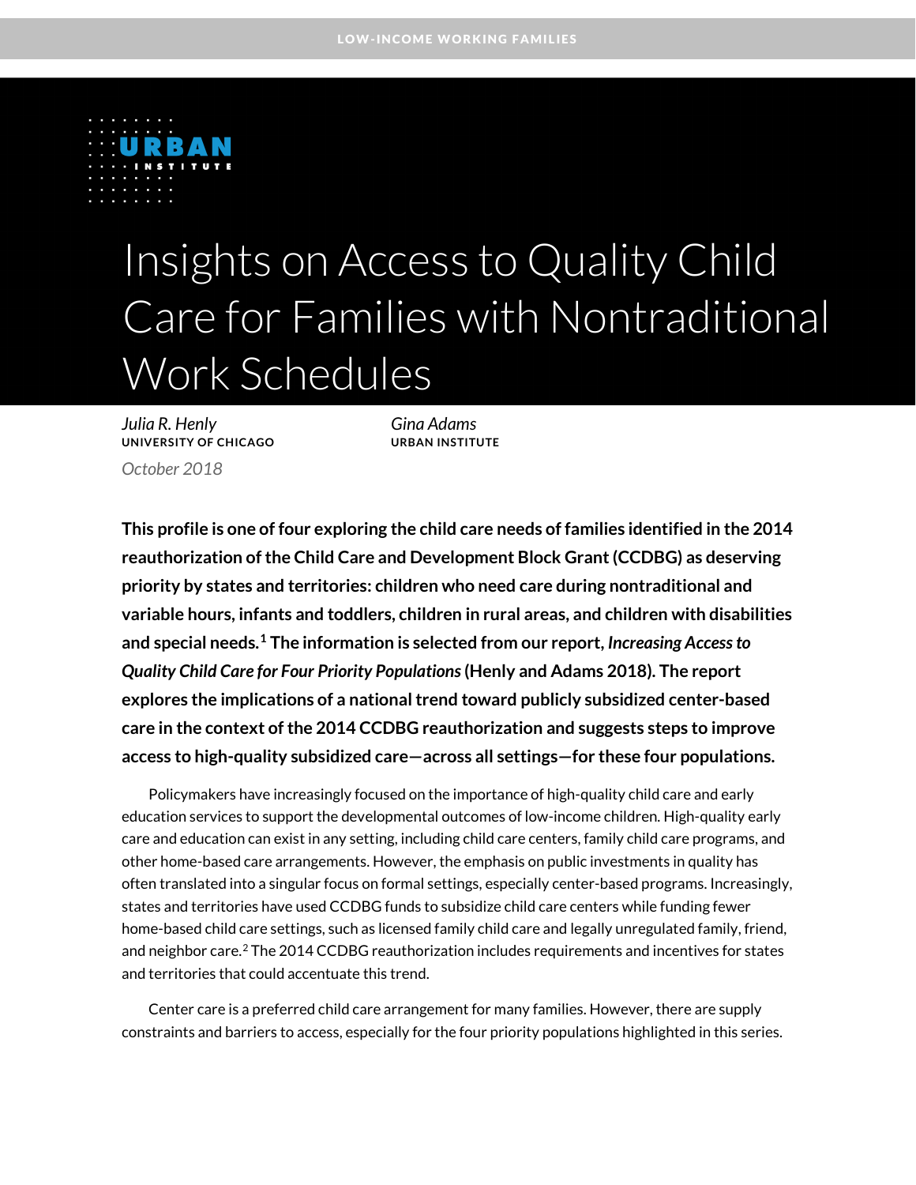LOW-INCOME WORKING FAMILIES

URBAN INSTITUTE

# Insights on Access to Quality Child Care for Families with Nontraditional Work Schedules

*Julia R. Henly*
**UNIVERSITY OF CHICAGO**

*Gina Adams*
**URBAN INSTITUTE**

*October 2018*

**This profile is one of four exploring the child care needs of families identified in the 2014 reauthorization of the Child Care and Development Block Grant (CCDBG) as deserving priority by states and territories: children who need care during nontraditional and variable hours, infants and toddlers, children in rural areas, and children with disabilities and special needs.[1] The information is selected from our report, *Increasing Access to Quality Child Care for Four Priority Populations* (Henly and Adams 2018). The report explores the implications of a national trend toward publicly subsidized center-based care in the context of the 2014 CCDBG reauthorization and suggests steps to improve access to high-quality subsidized care—across all settings—for these four populations.**

Policymakers have increasingly focused on the importance of high-quality child care and early education services to support the developmental outcomes of low-income children. High-quality early care and education can exist in any setting, including child care centers, family child care programs, and other home-based care arrangements. However, the emphasis on public investments in quality has often translated into a singular focus on formal settings, especially center-based programs. Increasingly, states and territories have used CCDBG funds to subsidize child care centers while funding fewer home-based child care settings, such as licensed family child care and legally unregulated family, friend, and neighbor care.[2] The 2014 CCDBG reauthorization includes requirements and incentives for states and territories that could accentuate this trend.

Center care is a preferred child care arrangement for many families. However, there are supply constraints and barriers to access, especially for the four priority populations highlighted in this series.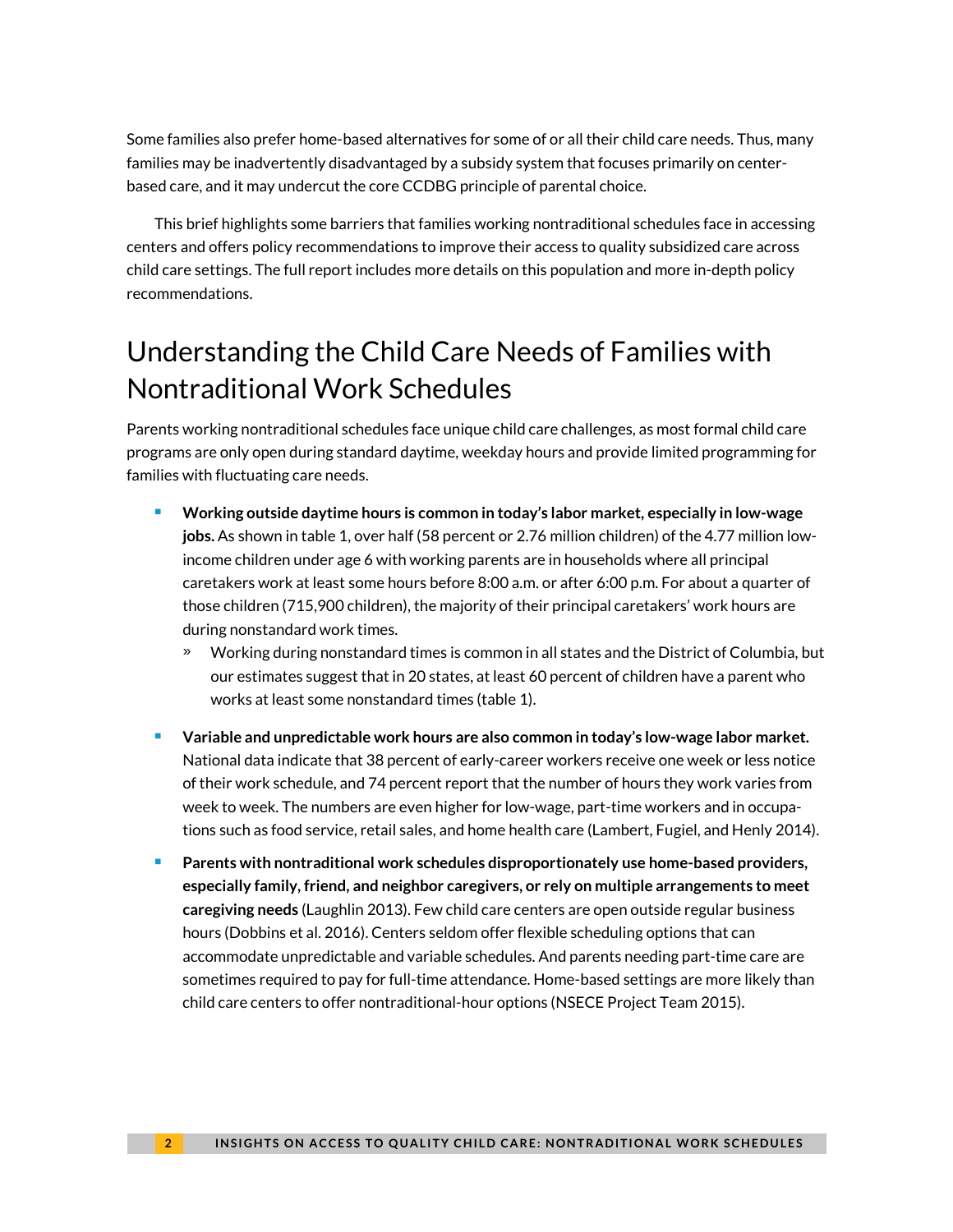Some families also prefer home-based alternatives for some of or all their child care needs. Thus, many families may be inadvertently disadvantaged by a subsidy system that focuses primarily on center-based care, and it may undercut the core CCDBG principle of parental choice.

This brief highlights some barriers that families working nontraditional schedules face in accessing centers and offers policy recommendations to improve their access to quality subsidized care across child care settings. The full report includes more details on this population and more in-depth policy recommendations.

## Understanding the Child Care Needs of Families with Nontraditional Work Schedules

Parents working nontraditional schedules face unique child care challenges, as most formal child care programs are only open during standard daytime, weekday hours and provide limited programming for families with fluctuating care needs.

- **Working outside daytime hours is common in today's labor market, especially in low-wage jobs.** As shown in table 1, over half (58 percent or 2.76 million children) of the 4.77 million low-income children under age 6 with working parents are in households where all principal caretakers work at least some hours before 8:00 a.m. or after 6:00 p.m. For about a quarter of those children (715,900 children), the majority of their principal caretakers' work hours are during nonstandard work times.
  - Working during nonstandard times is common in all states and the District of Columbia, but our estimates suggest that in 20 states, at least 60 percent of children have a parent who works at least some nonstandard times (table 1).
- **Variable and unpredictable work hours are also common in today's low-wage labor market.** National data indicate that 38 percent of early-career workers receive one week or less notice of their work schedule, and 74 percent report that the number of hours they work varies from week to week. The numbers are even higher for low-wage, part-time workers and in occupations such as food service, retail sales, and home health care (Lambert, Fugiel, and Henly 2014).
- **Parents with nontraditional work schedules disproportionately use home-based providers, especially family, friend, and neighbor caregivers, or rely on multiple arrangements to meet caregiving needs** (Laughlin 2013). Few child care centers are open outside regular business hours (Dobbins et al. 2016). Centers seldom offer flexible scheduling options that can accommodate unpredictable and variable schedules. And parents needing part-time care are sometimes required to pay for full-time attendance. Home-based settings are more likely than child care centers to offer nontraditional-hour options (NSECE Project Team 2015).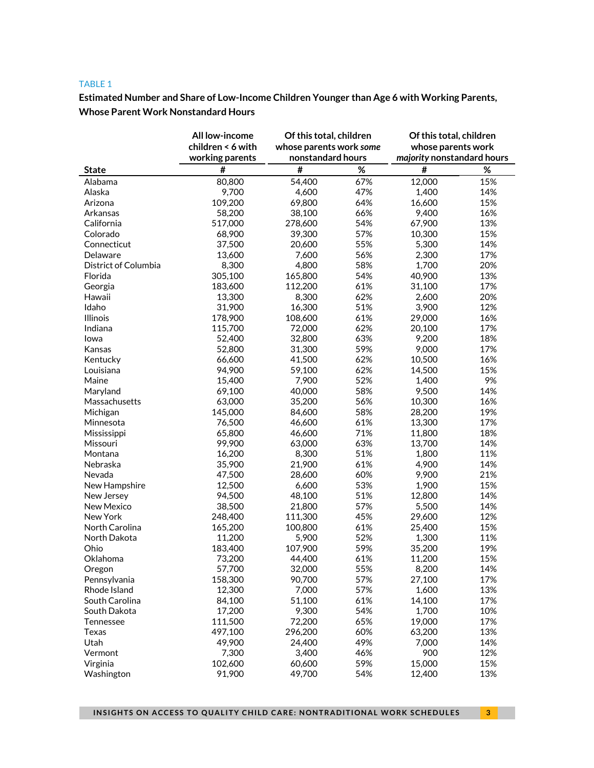TABLE 1

**Estimated Number and Share of Low-Income Children Younger than Age 6 with Working Parents, Whose Parent Work Nonstandard Hours**

| | All low-income children < 6 with working parents | Of this total, children whose parents work *some* nonstandard hours | | Of this total, children whose parents work *majority* nonstandard hours | |
|---|---|---|---|---|---|
| **State** | **#** | **#** | **%** | **#** | **%** |
| Alabama | 80,800 | 54,400 | 67% | 12,000 | 15% |
| Alaska | 9,700 | 4,600 | 47% | 1,400 | 14% |
| Arizona | 109,200 | 69,800 | 64% | 16,600 | 15% |
| Arkansas | 58,200 | 38,100 | 66% | 9,400 | 16% |
| California | 517,000 | 278,600 | 54% | 67,900 | 13% |
| Colorado | 68,900 | 39,300 | 57% | 10,300 | 15% |
| Connecticut | 37,500 | 20,600 | 55% | 5,300 | 14% |
| Delaware | 13,600 | 7,600 | 56% | 2,300 | 17% |
| District of Columbia | 8,300 | 4,800 | 58% | 1,700 | 20% |
| Florida | 305,100 | 165,800 | 54% | 40,900 | 13% |
| Georgia | 183,600 | 112,200 | 61% | 31,100 | 17% |
| Hawaii | 13,300 | 8,300 | 62% | 2,600 | 20% |
| Idaho | 31,900 | 16,300 | 51% | 3,900 | 12% |
| Illinois | 178,900 | 108,600 | 61% | 29,000 | 16% |
| Indiana | 115,700 | 72,000 | 62% | 20,100 | 17% |
| Iowa | 52,400 | 32,800 | 63% | 9,200 | 18% |
| Kansas | 52,800 | 31,300 | 59% | 9,000 | 17% |
| Kentucky | 66,600 | 41,500 | 62% | 10,500 | 16% |
| Louisiana | 94,900 | 59,100 | 62% | 14,500 | 15% |
| Maine | 15,400 | 7,900 | 52% | 1,400 | 9% |
| Maryland | 69,100 | 40,000 | 58% | 9,500 | 14% |
| Massachusetts | 63,000 | 35,200 | 56% | 10,300 | 16% |
| Michigan | 145,000 | 84,600 | 58% | 28,200 | 19% |
| Minnesota | 76,500 | 46,600 | 61% | 13,300 | 17% |
| Mississippi | 65,800 | 46,600 | 71% | 11,800 | 18% |
| Missouri | 99,900 | 63,000 | 63% | 13,700 | 14% |
| Montana | 16,200 | 8,300 | 51% | 1,800 | 11% |
| Nebraska | 35,900 | 21,900 | 61% | 4,900 | 14% |
| Nevada | 47,500 | 28,600 | 60% | 9,900 | 21% |
| New Hampshire | 12,500 | 6,600 | 53% | 1,900 | 15% |
| New Jersey | 94,500 | 48,100 | 51% | 12,800 | 14% |
| New Mexico | 38,500 | 21,800 | 57% | 5,500 | 14% |
| New York | 248,400 | 111,300 | 45% | 29,600 | 12% |
| North Carolina | 165,200 | 100,800 | 61% | 25,400 | 15% |
| North Dakota | 11,200 | 5,900 | 52% | 1,300 | 11% |
| Ohio | 183,400 | 107,900 | 59% | 35,200 | 19% |
| Oklahoma | 73,200 | 44,400 | 61% | 11,200 | 15% |
| Oregon | 57,700 | 32,000 | 55% | 8,200 | 14% |
| Pennsylvania | 158,300 | 90,700 | 57% | 27,100 | 17% |
| Rhode Island | 12,300 | 7,000 | 57% | 1,600 | 13% |
| South Carolina | 84,100 | 51,100 | 61% | 14,100 | 17% |
| South Dakota | 17,200 | 9,300 | 54% | 1,700 | 10% |
| Tennessee | 111,500 | 72,200 | 65% | 19,000 | 17% |
| Texas | 497,100 | 296,200 | 60% | 63,200 | 13% |
| Utah | 49,900 | 24,400 | 49% | 7,000 | 14% |
| Vermont | 7,300 | 3,400 | 46% | 900 | 12% |
| Virginia | 102,600 | 60,600 | 59% | 15,000 | 15% |
| Washington | 91,900 | 49,700 | 54% | 12,400 | 13% |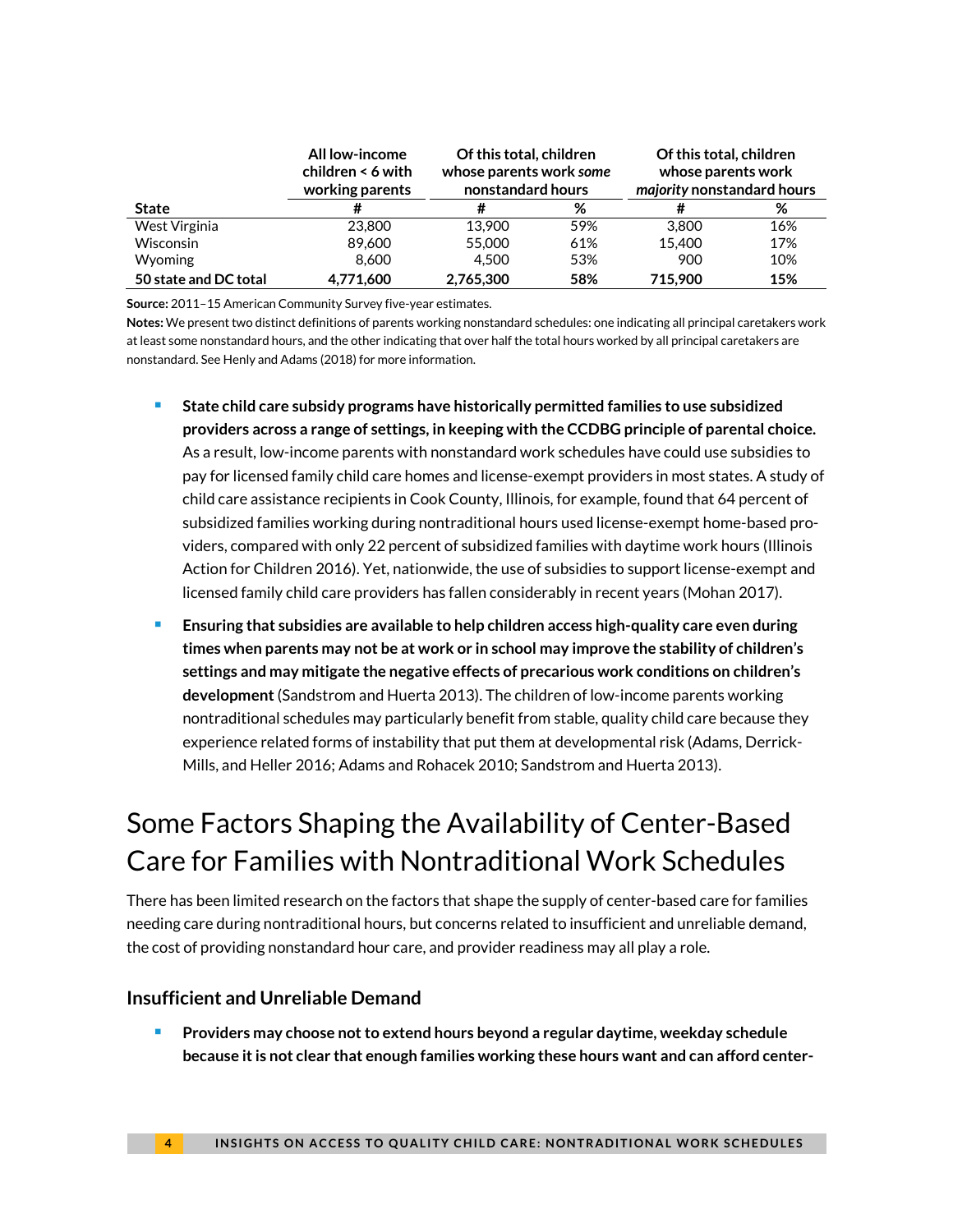| State | All low-income children < 6 with working parents | Of this total, children whose parents work *some* nonstandard hours | | Of this total, children whose parents work *majority* nonstandard hours | |
|---|---|---|---|---|---|
| | # | # | % | # | % |
| West Virginia | 23,800 | 13,900 | 59% | 3,800 | 16% |
| Wisconsin | 89,600 | 55,000 | 61% | 15,400 | 17% |
| Wyoming | 8,600 | 4,500 | 53% | 900 | 10% |
| **50 state and DC total** | **4,771,600** | **2,765,300** | **58%** | **715,900** | **15%** |

**Source:** 2011–15 American Community Survey five-year estimates.
**Notes:** We present two distinct definitions of parents working nonstandard schedules: one indicating all principal caretakers work at least some nonstandard hours, and the other indicating that over half the total hours worked by all principal caretakers are nonstandard. See Henly and Adams (2018) for more information.

- **State child care subsidy programs have historically permitted families to use subsidized providers across a range of settings, in keeping with the CCDBG principle of parental choice.** As a result, low-income parents with nonstandard work schedules have could use subsidies to pay for licensed family child care homes and license-exempt providers in most states. A study of child care assistance recipients in Cook County, Illinois, for example, found that 64 percent of subsidized families working during nontraditional hours used license-exempt home-based providers, compared with only 22 percent of subsidized families with daytime work hours (Illinois Action for Children 2016). Yet, nationwide, the use of subsidies to support license-exempt and licensed family child care providers has fallen considerably in recent years (Mohan 2017).
- **Ensuring that subsidies are available to help children access high-quality care even during times when parents may not be at work or in school may improve the stability of children's settings and may mitigate the negative effects of precarious work conditions on children's development** (Sandstrom and Huerta 2013). The children of low-income parents working nontraditional schedules may particularly benefit from stable, quality child care because they experience related forms of instability that put them at developmental risk (Adams, Derrick-Mills, and Heller 2016; Adams and Rohacek 2010; Sandstrom and Huerta 2013).

# Some Factors Shaping the Availability of Center-Based Care for Families with Nontraditional Work Schedules

There has been limited research on the factors that shape the supply of center-based care for families needing care during nontraditional hours, but concerns related to insufficient and unreliable demand, the cost of providing nonstandard hour care, and provider readiness may all play a role.

## Insufficient and Unreliable Demand

- **Providers may choose not to extend hours beyond a regular daytime, weekday schedule because it is not clear that enough families working these hours want and can afford center-**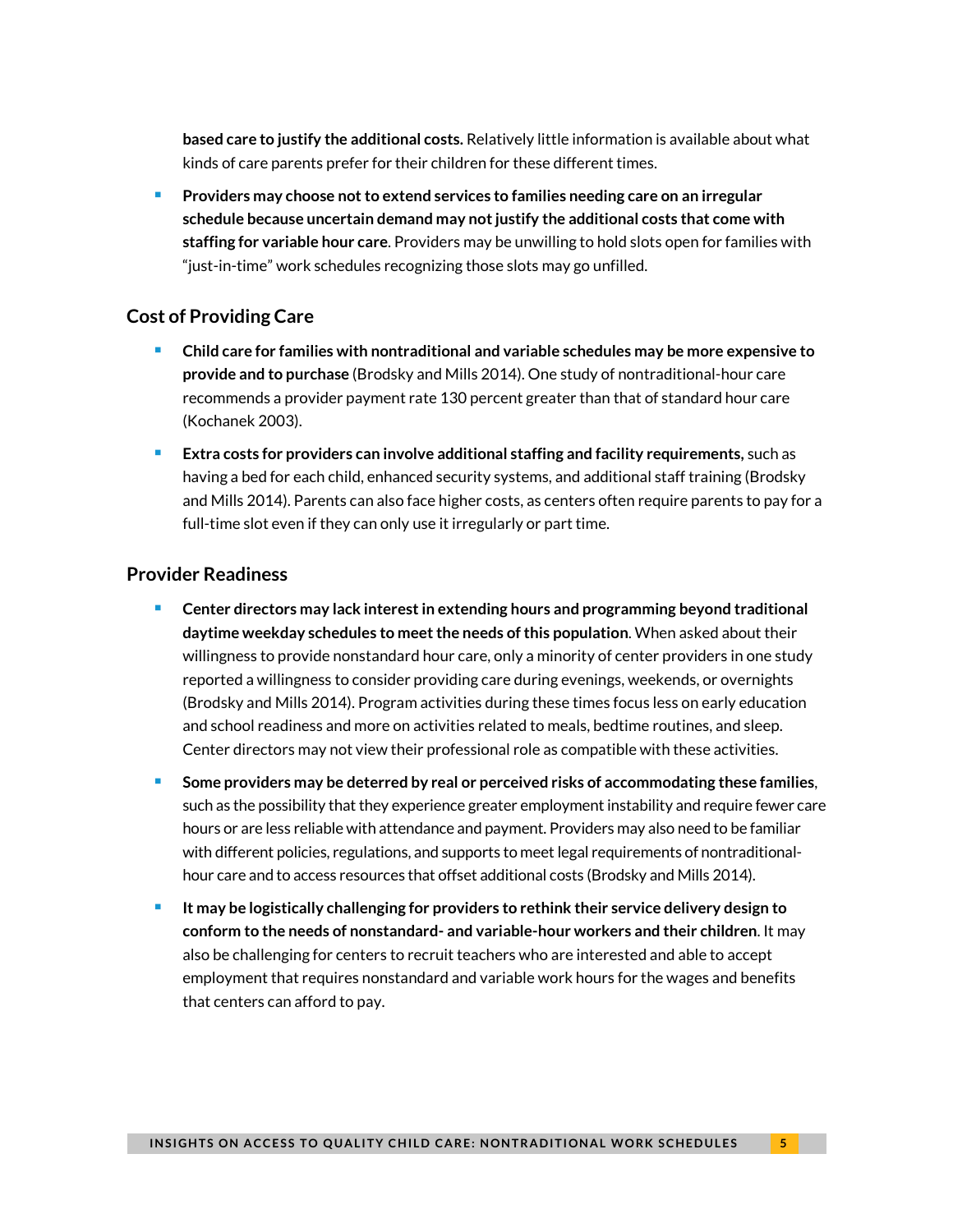**based care to justify the additional costs.** Relatively little information is available about what kinds of care parents prefer for their children for these different times.

- **Providers may choose not to extend services to families needing care on an irregular schedule because uncertain demand may not justify the additional costs that come with staffing for variable hour care.** Providers may be unwilling to hold slots open for families with "just-in-time" work schedules recognizing those slots may go unfilled.

## Cost of Providing Care

- **Child care for families with nontraditional and variable schedules may be more expensive to provide and to purchase** (Brodsky and Mills 2014). One study of nontraditional-hour care recommends a provider payment rate 130 percent greater than that of standard hour care (Kochanek 2003).
- **Extra costs for providers can involve additional staffing and facility requirements,** such as having a bed for each child, enhanced security systems, and additional staff training (Brodsky and Mills 2014). Parents can also face higher costs, as centers often require parents to pay for a full-time slot even if they can only use it irregularly or part time.

## Provider Readiness

- **Center directors may lack interest in extending hours and programming beyond traditional daytime weekday schedules to meet the needs of this population**. When asked about their willingness to provide nonstandard hour care, only a minority of center providers in one study reported a willingness to consider providing care during evenings, weekends, or overnights (Brodsky and Mills 2014). Program activities during these times focus less on early education and school readiness and more on activities related to meals, bedtime routines, and sleep. Center directors may not view their professional role as compatible with these activities.
- **Some providers may be deterred by real or perceived risks of accommodating these families**, such as the possibility that they experience greater employment instability and require fewer care hours or are less reliable with attendance and payment. Providers may also need to be familiar with different policies, regulations, and supports to meet legal requirements of nontraditional-hour care and to access resources that offset additional costs (Brodsky and Mills 2014).
- **It may be logistically challenging for providers to rethink their service delivery design to conform to the needs of nonstandard- and variable-hour workers and their children**. It may also be challenging for centers to recruit teachers who are interested and able to accept employment that requires nonstandard and variable work hours for the wages and benefits that centers can afford to pay.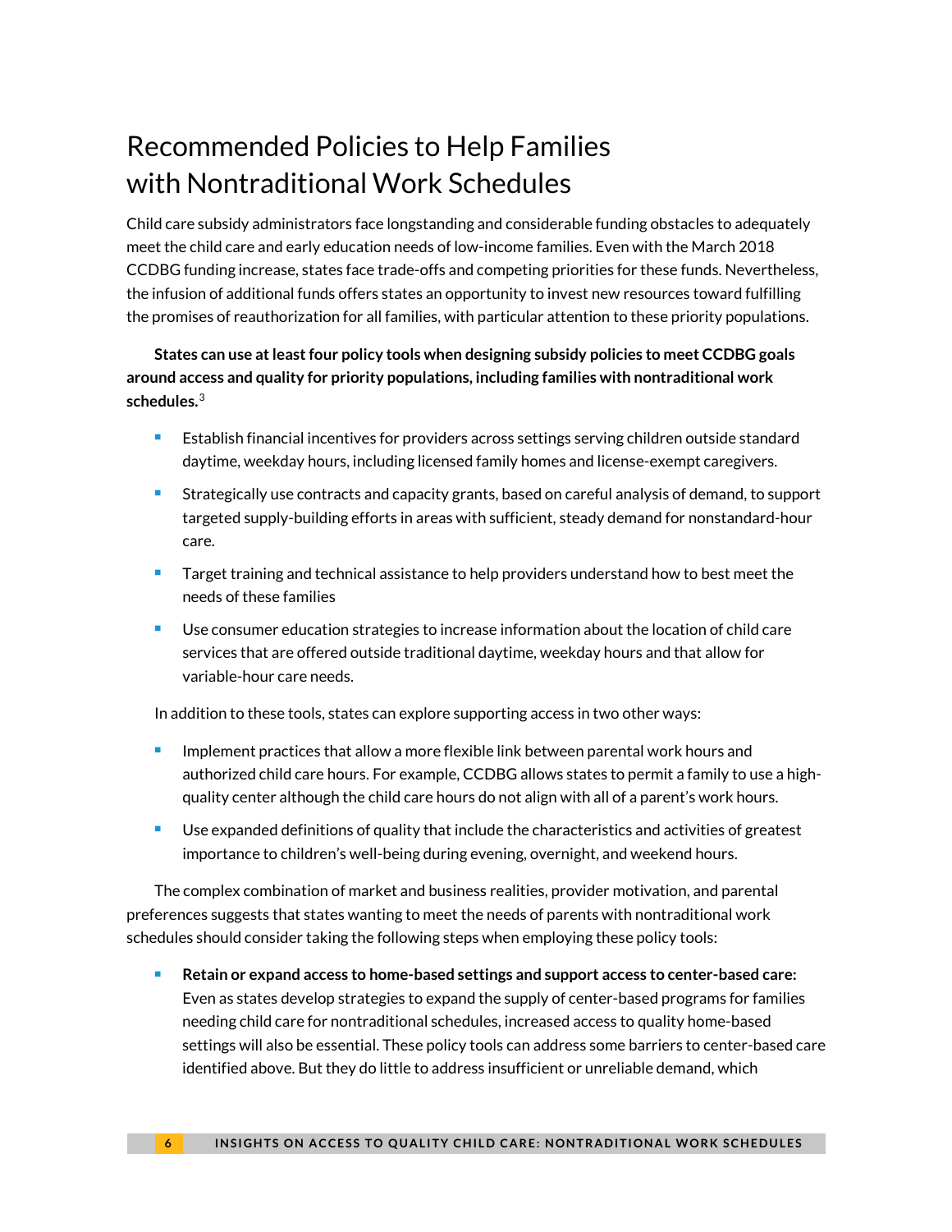# Recommended Policies to Help Families with Nontraditional Work Schedules

Child care subsidy administrators face longstanding and considerable funding obstacles to adequately meet the child care and early education needs of low-income families. Even with the March 2018 CCDBG funding increase, states face trade-offs and competing priorities for these funds. Nevertheless, the infusion of additional funds offers states an opportunity to invest new resources toward fulfilling the promises of reauthorization for all families, with particular attention to these priority populations.

**States can use at least four policy tools when designing subsidy policies to meet CCDBG goals around access and quality for priority populations, including families with nontraditional work schedules.**[3]

- Establish financial incentives for providers across settings serving children outside standard daytime, weekday hours, including licensed family homes and license-exempt caregivers.
- Strategically use contracts and capacity grants, based on careful analysis of demand, to support targeted supply-building efforts in areas with sufficient, steady demand for nonstandard-hour care.
- Target training and technical assistance to help providers understand how to best meet the needs of these families
- Use consumer education strategies to increase information about the location of child care services that are offered outside traditional daytime, weekday hours and that allow for variable-hour care needs.

In addition to these tools, states can explore supporting access in two other ways:

- Implement practices that allow a more flexible link between parental work hours and authorized child care hours. For example, CCDBG allows states to permit a family to use a high-quality center although the child care hours do not align with all of a parent's work hours.
- Use expanded definitions of quality that include the characteristics and activities of greatest importance to children's well-being during evening, overnight, and weekend hours.

The complex combination of market and business realities, provider motivation, and parental preferences suggests that states wanting to meet the needs of parents with nontraditional work schedules should consider taking the following steps when employing these policy tools:

- **Retain or expand access to home-based settings and support access to center-based care:** Even as states develop strategies to expand the supply of center-based programs for families needing child care for nontraditional schedules, increased access to quality home-based settings will also be essential. These policy tools can address some barriers to center-based care identified above. But they do little to address insufficient or unreliable demand, which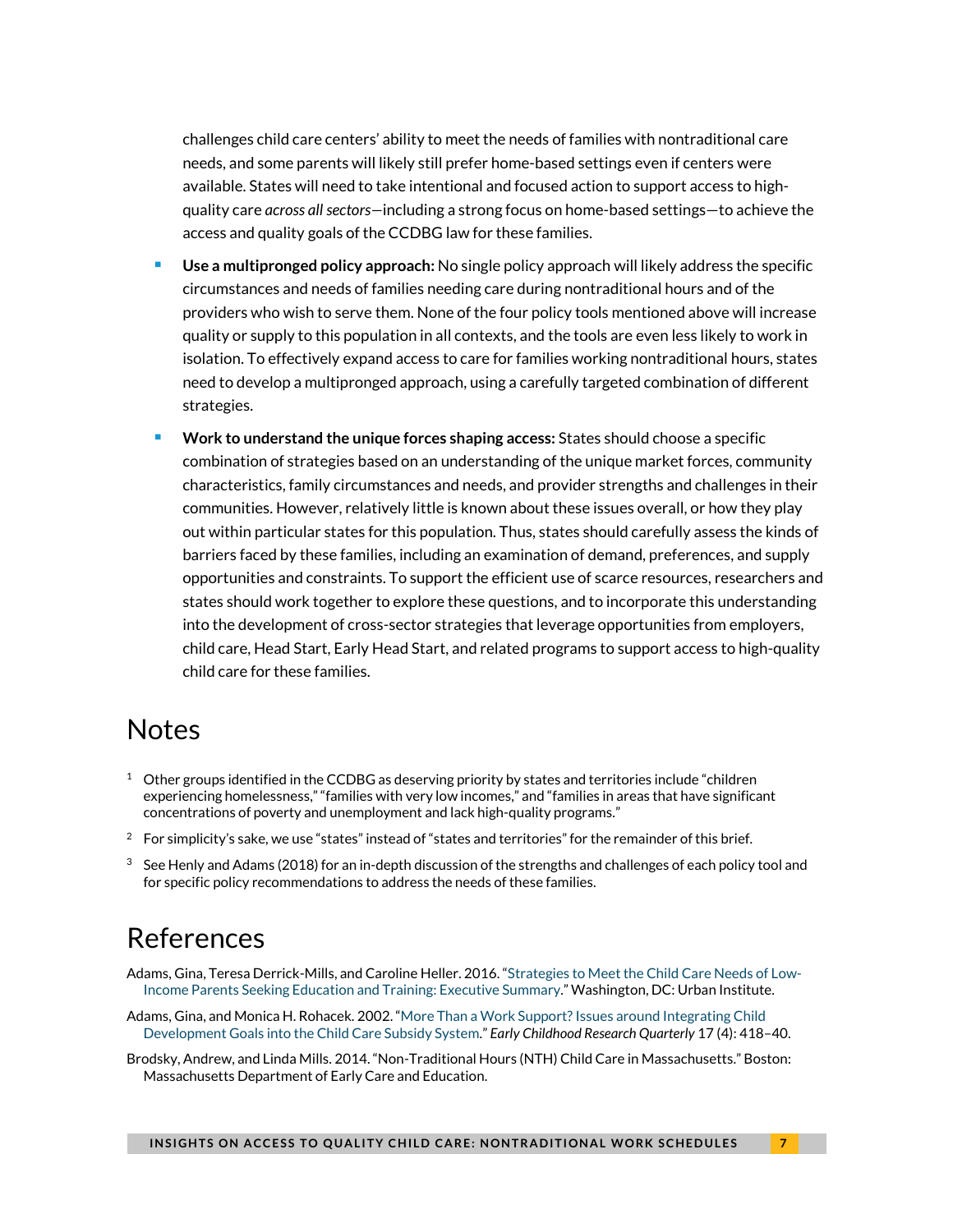challenges child care centers' ability to meet the needs of families with nontraditional care needs, and some parents will likely still prefer home-based settings even if centers were available. States will need to take intentional and focused action to support access to high-quality care *across all sectors*—including a strong focus on home-based settings—to achieve the access and quality goals of the CCDBG law for these families.

- **Use a multipronged policy approach:** No single policy approach will likely address the specific circumstances and needs of families needing care during nontraditional hours and of the providers who wish to serve them. None of the four policy tools mentioned above will increase quality or supply to this population in all contexts, and the tools are even less likely to work in isolation. To effectively expand access to care for families working nontraditional hours, states need to develop a multipronged approach, using a carefully targeted combination of different strategies.
- **Work to understand the unique forces shaping access:** States should choose a specific combination of strategies based on an understanding of the unique market forces, community characteristics, family circumstances and needs, and provider strengths and challenges in their communities. However, relatively little is known about these issues overall, or how they play out within particular states for this population. Thus, states should carefully assess the kinds of barriers faced by these families, including an examination of demand, preferences, and supply opportunities and constraints. To support the efficient use of scarce resources, researchers and states should work together to explore these questions, and to incorporate this understanding into the development of cross-sector strategies that leverage opportunities from employers, child care, Head Start, Early Head Start, and related programs to support access to high-quality child care for these families.

# Notes

[1] Other groups identified in the CCDBG as deserving priority by states and territories include "children experiencing homelessness," "families with very low incomes," and "families in areas that have significant concentrations of poverty and unemployment and lack high-quality programs."

[2] For simplicity's sake, we use "states" instead of "states and territories" for the remainder of this brief.

[3] See Henly and Adams (2018) for an in-depth discussion of the strengths and challenges of each policy tool and for specific policy recommendations to address the needs of these families.

# References

Adams, Gina, Teresa Derrick-Mills, and Caroline Heller. 2016. "Strategies to Meet the Child Care Needs of Low-Income Parents Seeking Education and Training: Executive Summary." Washington, DC: Urban Institute.

Adams, Gina, and Monica H. Rohacek. 2002. "More Than a Work Support? Issues around Integrating Child Development Goals into the Child Care Subsidy System." *Early Childhood Research Quarterly* 17 (4): 418–40.

Brodsky, Andrew, and Linda Mills. 2014. "Non-Traditional Hours (NTH) Child Care in Massachusetts." Boston: Massachusetts Department of Early Care and Education.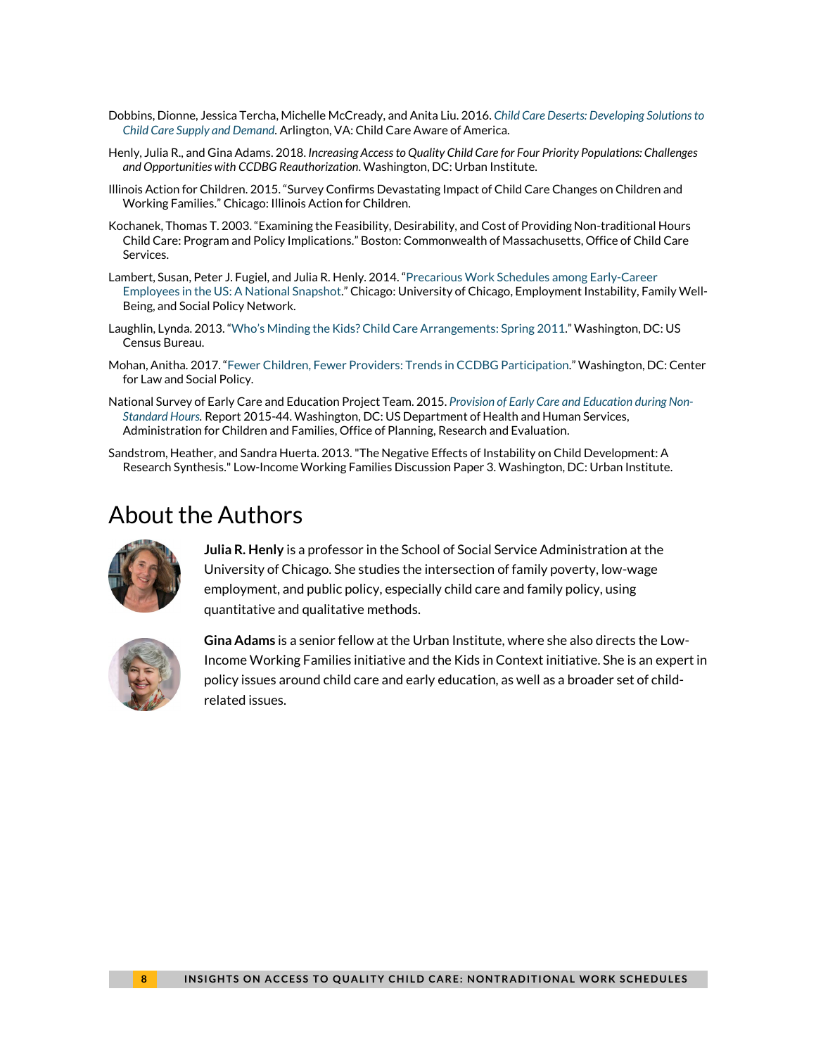Dobbins, Dionne, Jessica Tercha, Michelle McCready, and Anita Liu. 2016. *Child Care Deserts: Developing Solutions to Child Care Supply and Demand.* Arlington, VA: Child Care Aware of America.

Henly, Julia R., and Gina Adams. 2018. *Increasing Access to Quality Child Care for Four Priority Populations: Challenges and Opportunities with CCDBG Reauthorization*. Washington, DC: Urban Institute.

Illinois Action for Children. 2015. "Survey Confirms Devastating Impact of Child Care Changes on Children and Working Families." Chicago: Illinois Action for Children.

Kochanek, Thomas T. 2003. "Examining the Feasibility, Desirability, and Cost of Providing Non-traditional Hours Child Care: Program and Policy Implications." Boston: Commonwealth of Massachusetts, Office of Child Care Services.

Lambert, Susan, Peter J. Fugiel, and Julia R. Henly. 2014. "Precarious Work Schedules among Early-Career Employees in the US: A National Snapshot." Chicago: University of Chicago, Employment Instability, Family Well-Being, and Social Policy Network.

Laughlin, Lynda. 2013. "Who's Minding the Kids? Child Care Arrangements: Spring 2011." Washington, DC: US Census Bureau.

Mohan, Anitha. 2017. "Fewer Children, Fewer Providers: Trends in CCDBG Participation." Washington, DC: Center for Law and Social Policy.

National Survey of Early Care and Education Project Team. 2015. *Provision of Early Care and Education during Non-Standard Hours.* Report 2015-44. Washington, DC: US Department of Health and Human Services, Administration for Children and Families, Office of Planning, Research and Evaluation.

Sandstrom, Heather, and Sandra Huerta. 2013. "The Negative Effects of Instability on Child Development: A Research Synthesis." Low-Income Working Families Discussion Paper 3. Washington, DC: Urban Institute.

# About the Authors

**Julia R. Henly** is a professor in the School of Social Service Administration at the University of Chicago. She studies the intersection of family poverty, low-wage employment, and public policy, especially child care and family policy, using quantitative and qualitative methods.

**Gina Adams** is a senior fellow at the Urban Institute, where she also directs the Low-Income Working Families initiative and the Kids in Context initiative. She is an expert in policy issues around child care and early education, as well as a broader set of child-related issues.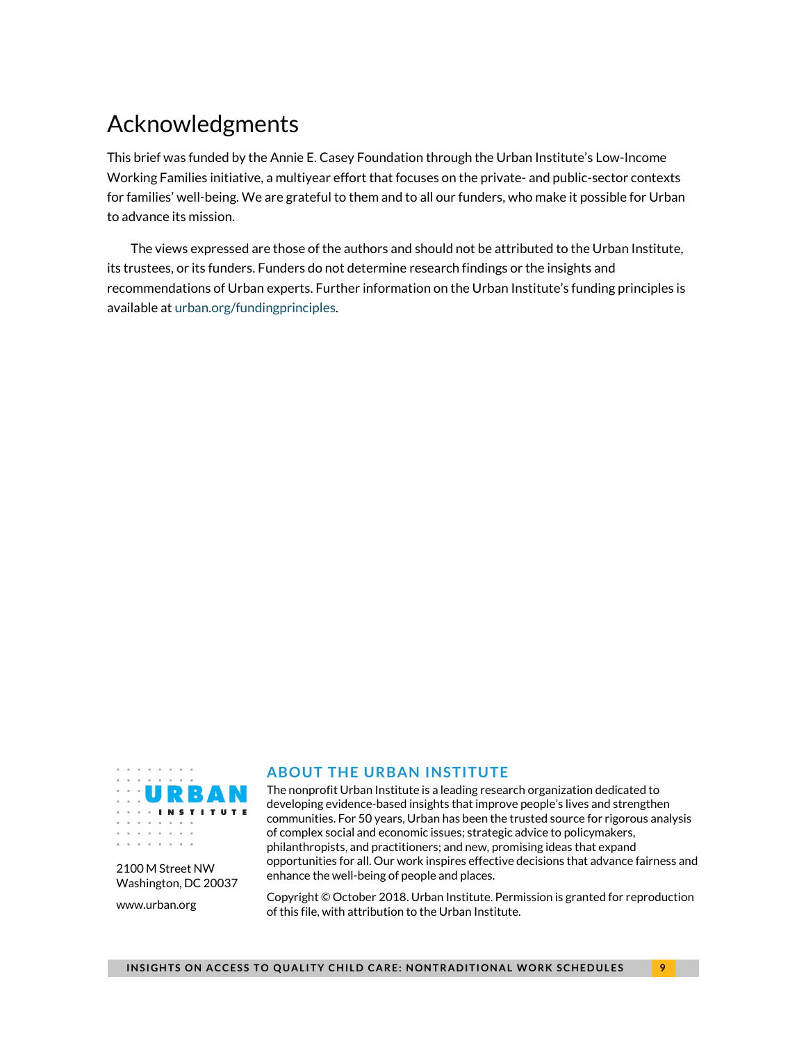## Acknowledgments

This brief was funded by the Annie E. Casey Foundation through the Urban Institute's Low-Income Working Families initiative, a multiyear effort that focuses on the private- and public-sector contexts for families' well-being. We are grateful to them and to all our funders, who make it possible for Urban to advance its mission.

The views expressed are those of the authors and should not be attributed to the Urban Institute, its trustees, or its funders. Funders do not determine research findings or the insights and recommendations of Urban experts. Further information on the Urban Institute's funding principles is available at urban.org/fundingprinciples.

URBAN INSTITUTE

2100 M Street NW
Washington, DC 20037

www.urban.org

### ABOUT THE URBAN INSTITUTE

The nonprofit Urban Institute is a leading research organization dedicated to developing evidence-based insights that improve people's lives and strengthen communities. For 50 years, Urban has been the trusted source for rigorous analysis of complex social and economic issues; strategic advice to policymakers, philanthropists, and practitioners; and new, promising ideas that expand opportunities for all. Our work inspires effective decisions that advance fairness and enhance the well-being of people and places.

Copyright © October 2018. Urban Institute. Permission is granted for reproduction of this file, with attribution to the Urban Institute.